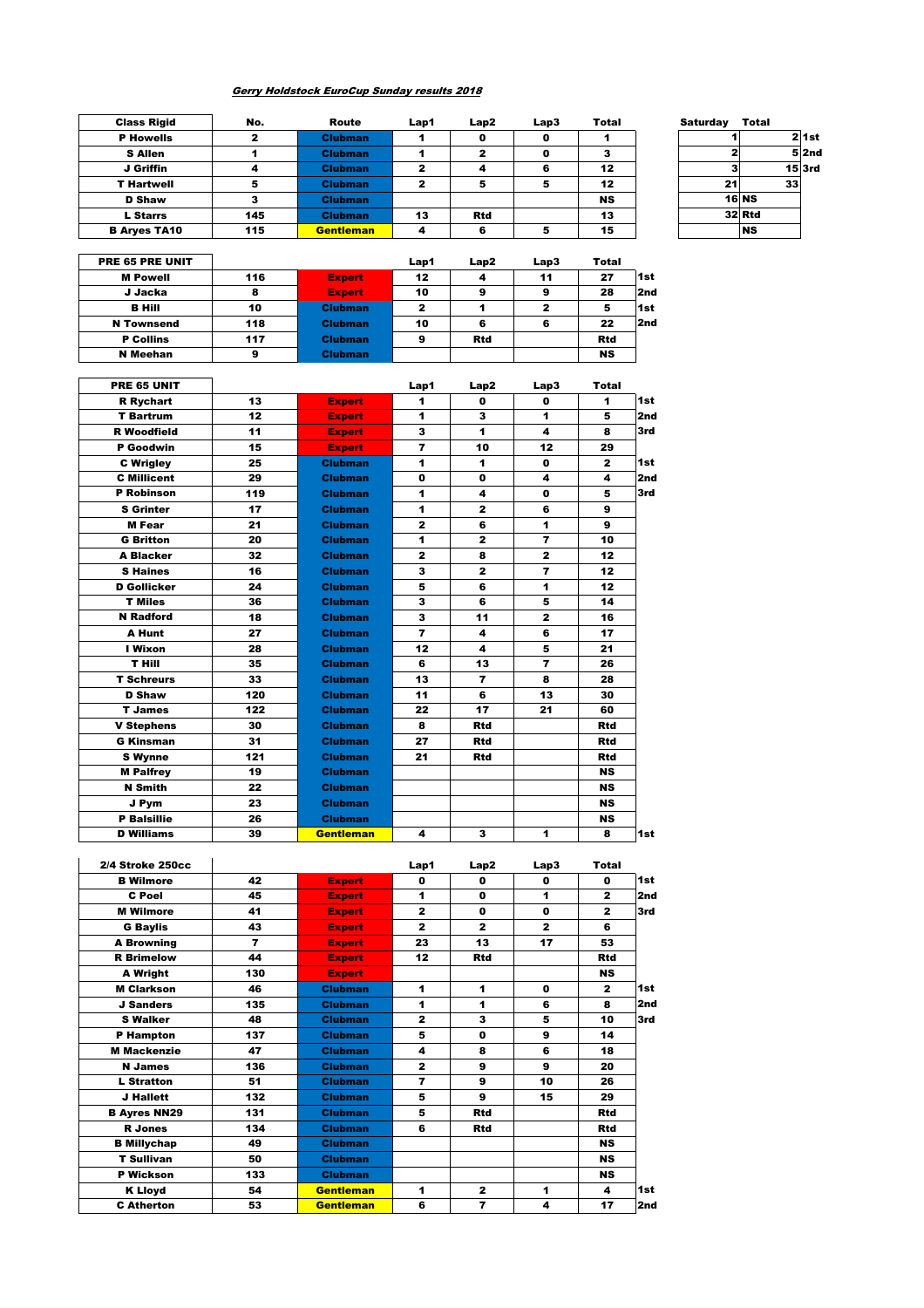*Gerry Holdstock EuroCup Sunday results 2018*

| Class Rigid | No. | Route | Lap1 | Lap2 | Lap3 | Total | |
|---|---|---|---|---|---|---|---|
| P Howells | 2 | Clubman | 1 | 0 | 0 | 1 | |
| S Allen | 1 | Clubman | 1 | 2 | 0 | 3 | |
| J Griffin | 4 | Clubman | 2 | 4 | 6 | 12 | |
| T Hartwell | 5 | Clubman | 2 | 5 | 5 | 12 | |
| D Shaw | 3 | Clubman | | | | NS | |
| L Starrs | 145 | Clubman | 13 | Rtd | | 13 | |
| B Aryes TA10 | 115 | Gentleman | 4 | 6 | 5 | 15 | |

| Saturday | Total | |
|---|---|---|
| 1 | 2 | 1st |
| 2 | 5 | 2nd |
| 3 | 15 | 3rd |
| 21 | 33 | |
| 16 | NS | |
| 32 | Rtd | |
| | NS | |

| PRE 65 PRE UNIT | | | Lap1 | Lap2 | Lap3 | Total | |
|---|---|---|---|---|---|---|---|
| M Powell | 116 | Expert | 12 | 4 | 11 | 27 | 1st |
| J Jacka | 8 | Expert | 10 | 9 | 9 | 28 | 2nd |
| B Hill | 10 | Clubman | 2 | 1 | 2 | 5 | 1st |
| N Townsend | 118 | Clubman | 10 | 6 | 6 | 22 | 2nd |
| P Collins | 117 | Clubman | 9 | Rtd | | Rtd | |
| N Meehan | 9 | Clubman | | | | NS | |

| PRE 65 UNIT | | | Lap1 | Lap2 | Lap3 | Total | |
|---|---|---|---|---|---|---|---|
| R Rychart | 13 | Expert | 1 | 0 | 0 | 1 | 1st |
| T Bartrum | 12 | Expert | 1 | 3 | 1 | 5 | 2nd |
| R Woodfield | 11 | Expert | 3 | 1 | 4 | 8 | 3rd |
| P Goodwin | 15 | Expert | 7 | 10 | 12 | 29 | |
| C Wrigley | 25 | Clubman | 1 | 1 | 0 | 2 | 1st |
| C Millicent | 29 | Clubman | 0 | 0 | 4 | 4 | 2nd |
| P Robinson | 119 | Clubman | 1 | 4 | 0 | 5 | 3rd |
| S Grinter | 17 | Clubman | 1 | 2 | 6 | 9 | |
| M Fear | 21 | Clubman | 2 | 6 | 1 | 9 | |
| G Britton | 20 | Clubman | 1 | 2 | 7 | 10 | |
| A Blacker | 32 | Clubman | 2 | 8 | 2 | 12 | |
| S Haines | 16 | Clubman | 3 | 2 | 7 | 12 | |
| D Gollicker | 24 | Clubman | 5 | 6 | 1 | 12 | |
| T Miles | 36 | Clubman | 3 | 6 | 5 | 14 | |
| N Radford | 18 | Clubman | 3 | 11 | 2 | 16 | |
| A Hunt | 27 | Clubman | 7 | 4 | 6 | 17 | |
| I Wixon | 28 | Clubman | 12 | 4 | 5 | 21 | |
| T Hill | 35 | Clubman | 6 | 13 | 7 | 26 | |
| T Schreurs | 33 | Clubman | 13 | 7 | 8 | 28 | |
| D Shaw | 120 | Clubman | 11 | 6 | 13 | 30 | |
| T James | 122 | Clubman | 22 | 17 | 21 | 60 | |
| V Stephens | 30 | Clubman | 8 | Rtd | | Rtd | |
| G Kinsman | 31 | Clubman | 27 | Rtd | | Rtd | |
| S Wynne | 121 | Clubman | 21 | Rtd | | Rtd | |
| M Palfrey | 19 | Clubman | | | | NS | |
| N Smith | 22 | Clubman | | | | NS | |
| J Pym | 23 | Clubman | | | | NS | |
| P Balsillie | 26 | Clubman | | | | NS | |
| D Williams | 39 | Gentleman | 4 | 3 | 1 | 8 | 1st |

| 2/4 Stroke 250cc | | | Lap1 | Lap2 | Lap3 | Total | |
|---|---|---|---|---|---|---|---|
| B Wilmore | 42 | Expert | 0 | 0 | 0 | 0 | 1st |
| C Poel | 45 | Expert | 1 | 0 | 1 | 2 | 2nd |
| M Wilmore | 41 | Expert | 2 | 0 | 0 | 2 | 3rd |
| G Baylis | 43 | Expert | 2 | 2 | 2 | 6 | |
| A Browning | 7 | Expert | 23 | 13 | 17 | 53 | |
| R Brimelow | 44 | Expert | 12 | Rtd | | Rtd | |
| A Wright | 130 | Expert | | | | NS | |
| M Clarkson | 46 | Clubman | 1 | 1 | 0 | 2 | 1st |
| J Sanders | 135 | Clubman | 1 | 1 | 6 | 8 | 2nd |
| S Walker | 48 | Clubman | 2 | 3 | 5 | 10 | 3rd |
| P Hampton | 137 | Clubman | 5 | 0 | 9 | 14 | |
| M Mackenzie | 47 | Clubman | 4 | 8 | 6 | 18 | |
| N James | 136 | Clubman | 2 | 9 | 9 | 20 | |
| L Stratton | 51 | Clubman | 7 | 9 | 10 | 26 | |
| J Hallett | 132 | Clubman | 5 | 9 | 15 | 29 | |
| B Ayres NN29 | 131 | Clubman | 5 | Rtd | | Rtd | |
| R Jones | 134 | Clubman | 6 | Rtd | | Rtd | |
| B Millychap | 49 | Clubman | | | | NS | |
| T Sullivan | 50 | Clubman | | | | NS | |
| P Wickson | 133 | Clubman | | | | NS | |
| K Lloyd | 54 | Gentleman | 1 | 2 | 1 | 4 | 1st |
| C Atherton | 53 | Gentleman | 6 | 7 | 4 | 17 | 2nd |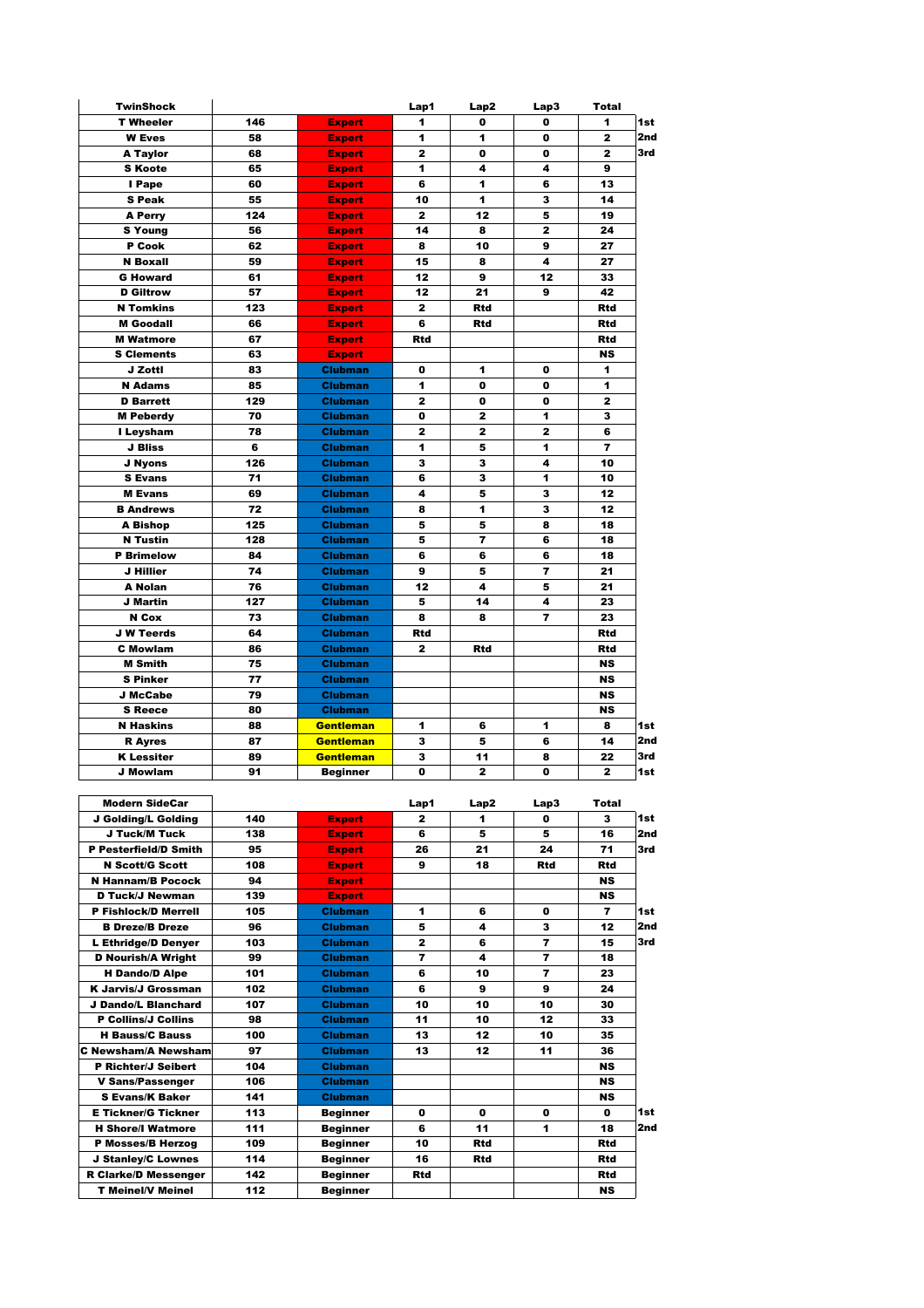| TwinShock | | | Lap1 | Lap2 | Lap3 | Total | |
|---|---|---|---|---|---|---|---|
| T Wheeler | 146 | Expert | 1 | 0 | 0 | 1 | 1st |
| W Eves | 58 | Expert | 1 | 1 | 0 | 2 | 2nd |
| A Taylor | 68 | Expert | 2 | 0 | 0 | 2 | 3rd |
| S Koote | 65 | Expert | 1 | 4 | 4 | 9 | |
| I Pape | 60 | Expert | 6 | 1 | 6 | 13 | |
| S Peak | 55 | Expert | 10 | 1 | 3 | 14 | |
| A Perry | 124 | Expert | 2 | 12 | 5 | 19 | |
| S Young | 56 | Expert | 14 | 8 | 2 | 24 | |
| P Cook | 62 | Expert | 8 | 10 | 9 | 27 | |
| N Boxall | 59 | Expert | 15 | 8 | 4 | 27 | |
| G Howard | 61 | Expert | 12 | 9 | 12 | 33 | |
| D Giltrow | 57 | Expert | 12 | 21 | 9 | 42 | |
| N Tomkins | 123 | Expert | 2 | Rtd | | Rtd | |
| M Goodall | 66 | Expert | 6 | Rtd | | Rtd | |
| M Watmore | 67 | Expert | Rtd | | | Rtd | |
| S Clements | 63 | Expert | | | | NS | |
| J Zottl | 83 | Clubman | 0 | 1 | 0 | 1 | |
| N Adams | 85 | Clubman | 1 | 0 | 0 | 1 | |
| D Barrett | 129 | Clubman | 2 | 0 | 0 | 2 | |
| M Peberdy | 70 | Clubman | 0 | 2 | 1 | 3 | |
| I Leysham | 78 | Clubman | 2 | 2 | 2 | 6 | |
| J Bliss | 6 | Clubman | 1 | 5 | 1 | 7 | |
| J Nyons | 126 | Clubman | 3 | 3 | 4 | 10 | |
| S Evans | 71 | Clubman | 6 | 3 | 1 | 10 | |
| M Evans | 69 | Clubman | 4 | 5 | 3 | 12 | |
| B Andrews | 72 | Clubman | 8 | 1 | 3 | 12 | |
| A Bishop | 125 | Clubman | 5 | 5 | 8 | 18 | |
| N Tustin | 128 | Clubman | 5 | 7 | 6 | 18 | |
| P Brimelow | 84 | Clubman | 6 | 6 | 6 | 18 | |
| J Hillier | 74 | Clubman | 9 | 5 | 7 | 21 | |
| A Nolan | 76 | Clubman | 12 | 4 | 5 | 21 | |
| J Martin | 127 | Clubman | 5 | 14 | 4 | 23 | |
| N Cox | 73 | Clubman | 8 | 8 | 7 | 23 | |
| J W Teerds | 64 | Clubman | Rtd | | | Rtd | |
| C Mowlam | 86 | Clubman | 2 | Rtd | | Rtd | |
| M Smith | 75 | Clubman | | | | NS | |
| S Pinker | 77 | Clubman | | | | NS | |
| J McCabe | 79 | Clubman | | | | NS | |
| S Reece | 80 | Clubman | | | | NS | |
| N Haskins | 88 | Gentleman | 1 | 6 | 1 | 8 | 1st |
| R Ayres | 87 | Gentleman | 3 | 5 | 6 | 14 | 2nd |
| K Lessiter | 89 | Gentleman | 3 | 11 | 8 | 22 | 3rd |
| J Mowlam | 91 | Beginner | 0 | 2 | 0 | 2 | 1st |

| Modern SideCar | | | Lap1 | Lap2 | Lap3 | Total | |
|---|---|---|---|---|---|---|---|
| J Golding/L Golding | 140 | Expert | 2 | 1 | 0 | 3 | 1st |
| J Tuck/M Tuck | 138 | Expert | 6 | 5 | 5 | 16 | 2nd |
| P Pesterfield/D Smith | 95 | Expert | 26 | 21 | 24 | 71 | 3rd |
| N Scott/G Scott | 108 | Expert | 9 | 18 | Rtd | Rtd | |
| N Hannam/B Pocock | 94 | Expert | | | | NS | |
| D Tuck/J Newman | 139 | Expert | | | | NS | |
| P Fishlock/D Merrell | 105 | Clubman | 1 | 6 | 0 | 7 | 1st |
| B Dreze/B Dreze | 96 | Clubman | 5 | 4 | 3 | 12 | 2nd |
| L Ethridge/D Denyer | 103 | Clubman | 2 | 6 | 7 | 15 | 3rd |
| D Nourish/A Wright | 99 | Clubman | 7 | 4 | 7 | 18 | |
| H Dando/D Alpe | 101 | Clubman | 6 | 10 | 7 | 23 | |
| K Jarvis/J Grossman | 102 | Clubman | 6 | 9 | 9 | 24 | |
| J Dando/L Blanchard | 107 | Clubman | 10 | 10 | 10 | 30 | |
| P Collins/J Collins | 98 | Clubman | 11 | 10 | 12 | 33 | |
| H Bauss/C Bauss | 100 | Clubman | 13 | 12 | 10 | 35 | |
| C Newsham/A Newsham | 97 | Clubman | 13 | 12 | 11 | 36 | |
| P Richter/J Seibert | 104 | Clubman | | | | NS | |
| V Sans/Passenger | 106 | Clubman | | | | NS | |
| S Evans/K Baker | 141 | Clubman | | | | NS | |
| E Tickner/G Tickner | 113 | Beginner | 0 | 0 | 0 | 0 | 1st |
| H Shore/I Watmore | 111 | Beginner | 6 | 11 | 1 | 18 | 2nd |
| P Mosses/B Herzog | 109 | Beginner | 10 | Rtd | | Rtd | |
| J Stanley/C Lownes | 114 | Beginner | 16 | Rtd | | Rtd | |
| R Clarke/D Messenger | 142 | Beginner | Rtd | | | Rtd | |
| T Meinel/V Meinel | 112 | Beginner | | | | NS | |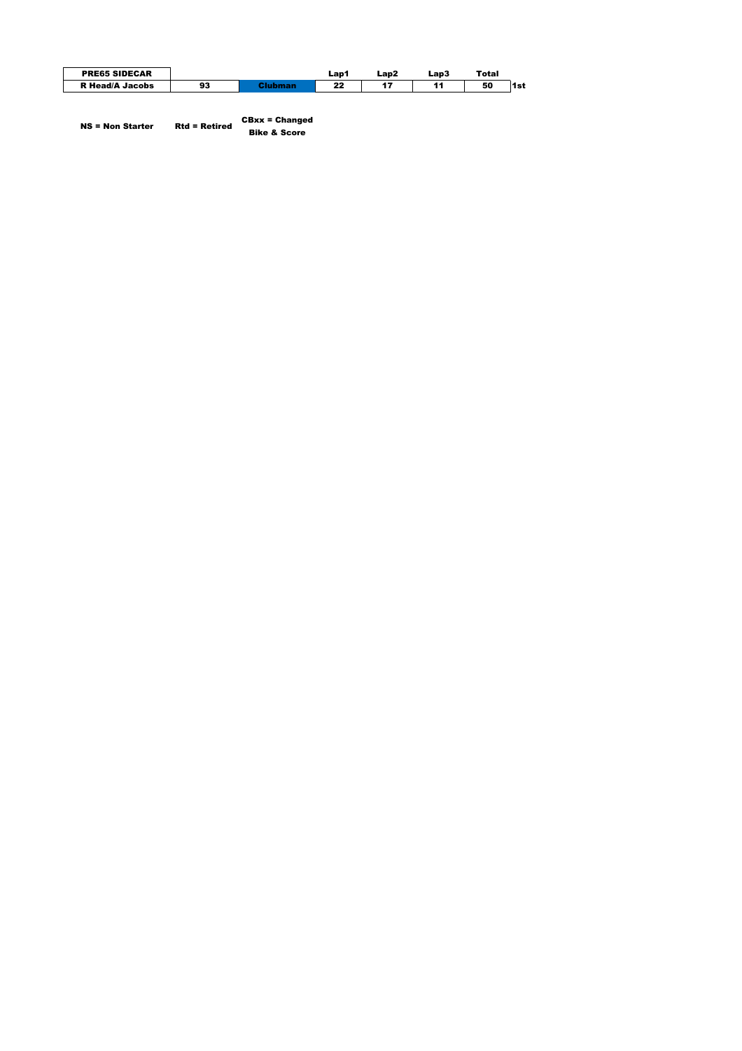| PRE65 SIDECAR | | | Lap1 | Lap2 | Lap3 | Total | |
|---|---|---|---|---|---|---|---|
| R Head/A Jacobs | 93 | Clubman | 22 | 17 | 11 | 50 | 1st |

NS = Non Starter     Rtd = Retired     CBxx = Changed Bike & Score